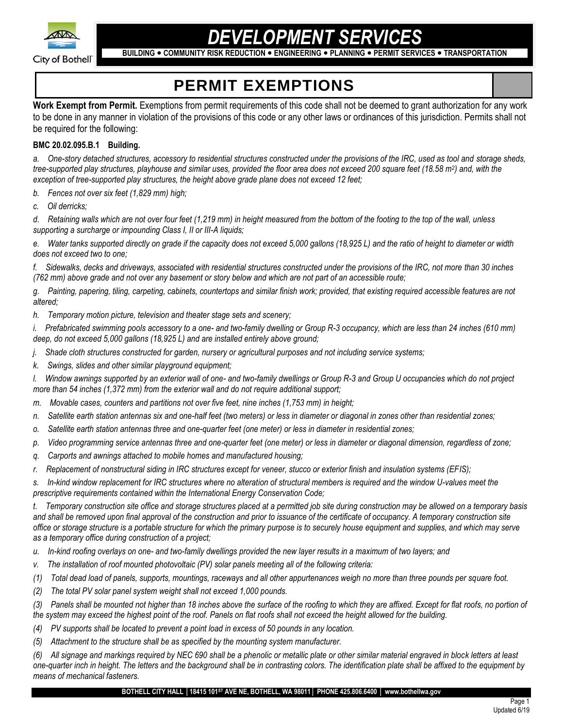# DEVELOPMENT SERVICES

**BUILDING • COMMUNITY RISK REDUCTION • ENGINEERING • PLANNING • PERMIT SERVICES • TRANSPORTATION**

## PERMIT EXEMPTIONS

**Work Exempt from Permit.** Exemptions from permit requirements of this code shall not be deemed to grant authorization for any work to be done in any manner in violation of the provisions of this code or any other laws or ordinances of this jurisdiction. Permits shall not be required for the following:

### BMC 20.02.095.B.1 Building.

*a. One-story detached structures, accessory to residential structures constructed under the provisions of the IRC, used as tool and storage sheds, tree-supported play structures, playhouse and similar uses, provided the floor area does not exceed 200 square feet (18.58 m$^2$) and, with the exception of tree-supported play structures, the height above grade plane does not exceed 12 feet;*

*b. Fences not over six feet (1,829 mm) high;*

*c. Oil derricks;*

*d. Retaining walls which are not over four feet (1,219 mm) in height measured from the bottom of the footing to the top of the wall, unless supporting a surcharge or impounding Class I, II or III-A liquids;*

*e. Water tanks supported directly on grade if the capacity does not exceed 5,000 gallons (18,925 L) and the ratio of height to diameter or width does not exceed two to one;*

*f. Sidewalks, decks and driveways, associated with residential structures constructed under the provisions of the IRC, not more than 30 inches (762 mm) above grade and not over any basement or story below and which are not part of an accessible route;*

*g. Painting, papering, tiling, carpeting, cabinets, countertops and similar finish work; provided, that existing required accessible features are not altered;*

*h. Temporary motion picture, television and theater stage sets and scenery;*

*i. Prefabricated swimming pools accessory to a one- and two-family dwelling or Group R-3 occupancy, which are less than 24 inches (610 mm) deep, do not exceed 5,000 gallons (18,925 L) and are installed entirely above ground;*

*j. Shade cloth structures constructed for garden, nursery or agricultural purposes and not including service systems;*

*k. Swings, slides and other similar playground equipment;*

*l. Window awnings supported by an exterior wall of one- and two-family dwellings or Group R-3 and Group U occupancies which do not project more than 54 inches (1,372 mm) from the exterior wall and do not require additional support;*

*m. Movable cases, counters and partitions not over five feet, nine inches (1,753 mm) in height;*

*n. Satellite earth station antennas six and one-half feet (two meters) or less in diameter or diagonal in zones other than residential zones;*

*o. Satellite earth station antennas three and one-quarter feet (one meter) or less in diameter in residential zones;*

*p. Video programming service antennas three and one-quarter feet (one meter) or less in diameter or diagonal dimension, regardless of zone;*

*q. Carports and awnings attached to mobile homes and manufactured housing;*

*r. Replacement of nonstructural siding in IRC structures except for veneer, stucco or exterior finish and insulation systems (EFIS);*

*s. In-kind window replacement for IRC structures where no alteration of structural members is required and the window U-values meet the prescriptive requirements contained within the International Energy Conservation Code;*

*t. Temporary construction site office and storage structures placed at a permitted job site during construction may be allowed on a temporary basis and shall be removed upon final approval of the construction and prior to issuance of the certificate of occupancy. A temporary construction site office or storage structure is a portable structure for which the primary purpose is to securely house equipment and supplies, and which may serve as a temporary office during construction of a project;*

*u. In-kind roofing overlays on one- and two-family dwellings provided the new layer results in a maximum of two layers; and*

*v. The installation of roof mounted photovoltaic (PV) solar panels meeting all of the following criteria:*

*(1) Total dead load of panels, supports, mountings, raceways and all other appurtenances weigh no more than three pounds per square foot.*

*(2) The total PV solar panel system weight shall not exceed 1,000 pounds.*

*(3) Panels shall be mounted not higher than 18 inches above the surface of the roofing to which they are affixed. Except for flat roofs, no portion of the system may exceed the highest point of the roof. Panels on flat roofs shall not exceed the height allowed for the building.*

*(4) PV supports shall be located to prevent a point load in excess of 50 pounds in any location.*

*(5) Attachment to the structure shall be as specified by the mounting system manufacturer.*

*(6) All signage and markings required by NEC 690 shall be a phenolic or metallic plate or other similar material engraved in block letters at least one-quarter inch in height. The letters and the background shall be in contrasting colors. The identification plate shall be affixed to the equipment by means of mechanical fasteners.*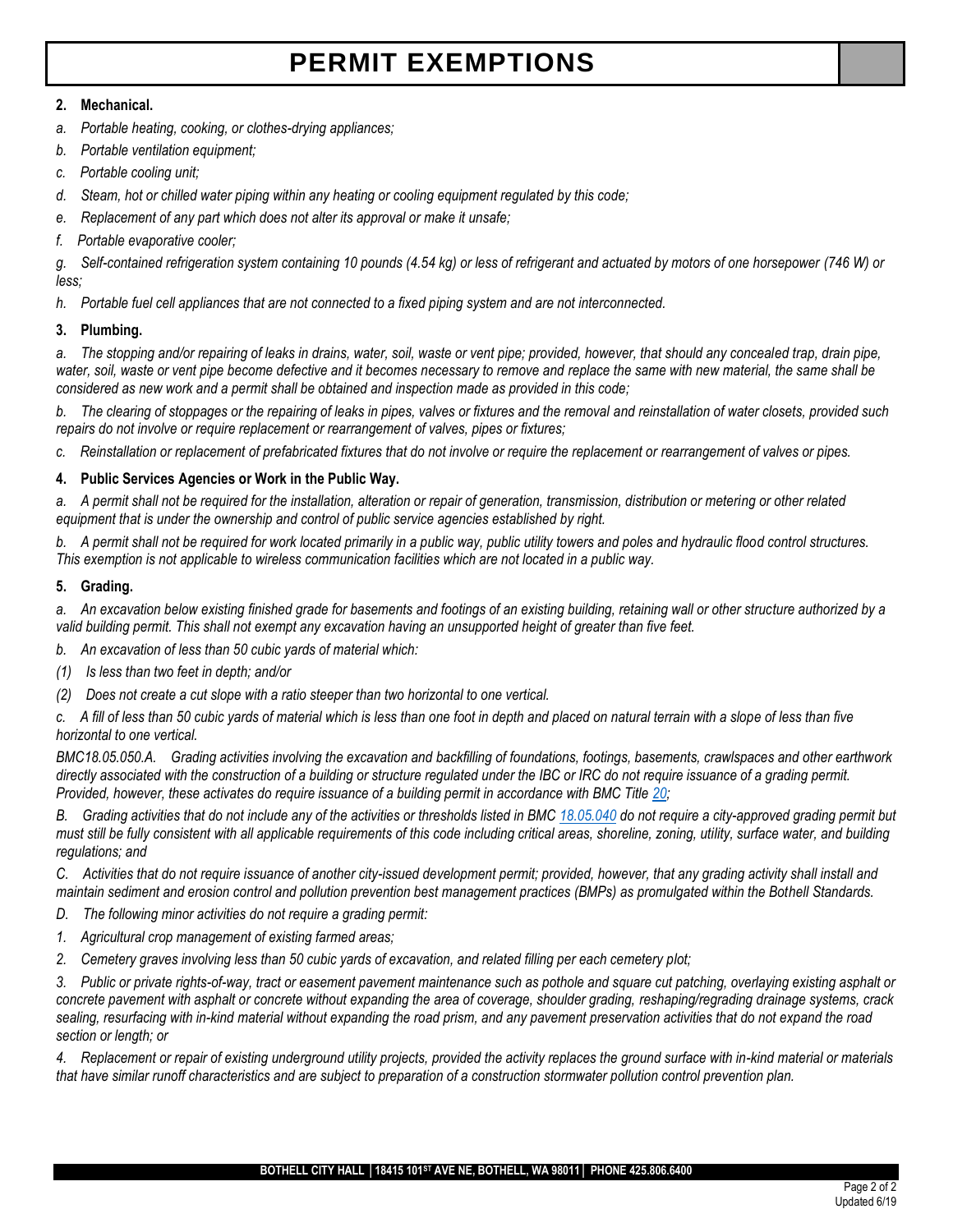# PERMIT EXEMPTIONS

**2. Mechanical.**

*a. Portable heating, cooking, or clothes-drying appliances;*

*b. Portable ventilation equipment;*

*c. Portable cooling unit;*

*d. Steam, hot or chilled water piping within any heating or cooling equipment regulated by this code;*

*e. Replacement of any part which does not alter its approval or make it unsafe;*

*f. Portable evaporative cooler;*

*g. Self-contained refrigeration system containing 10 pounds (4.54 kg) or less of refrigerant and actuated by motors of one horsepower (746 W) or less;*

*h. Portable fuel cell appliances that are not connected to a fixed piping system and are not interconnected.*

**3. Plumbing.**

*a. The stopping and/or repairing of leaks in drains, water, soil, waste or vent pipe; provided, however, that should any concealed trap, drain pipe, water, soil, waste or vent pipe become defective and it becomes necessary to remove and replace the same with new material, the same shall be considered as new work and a permit shall be obtained and inspection made as provided in this code;*

*b. The clearing of stoppages or the repairing of leaks in pipes, valves or fixtures and the removal and reinstallation of water closets, provided such repairs do not involve or require replacement or rearrangement of valves, pipes or fixtures;*

*c. Reinstallation or replacement of prefabricated fixtures that do not involve or require the replacement or rearrangement of valves or pipes.*

**4. Public Services Agencies or Work in the Public Way.**

*a. A permit shall not be required for the installation, alteration or repair of generation, transmission, distribution or metering or other related equipment that is under the ownership and control of public service agencies established by right.*

*b. A permit shall not be required for work located primarily in a public way, public utility towers and poles and hydraulic flood control structures. This exemption is not applicable to wireless communication facilities which are not located in a public way.*

**5. Grading.**

*a. An excavation below existing finished grade for basements and footings of an existing building, retaining wall or other structure authorized by a valid building permit. This shall not exempt any excavation having an unsupported height of greater than five feet.*

*b. An excavation of less than 50 cubic yards of material which:*

*(1) Is less than two feet in depth; and/or*

*(2) Does not create a cut slope with a ratio steeper than two horizontal to one vertical.*

*c. A fill of less than 50 cubic yards of material which is less than one foot in depth and placed on natural terrain with a slope of less than five horizontal to one vertical.*

*BMC18.05.050.A. Grading activities involving the excavation and backfilling of foundations, footings, basements, crawlspaces and other earthwork directly associated with the construction of a building or structure regulated under the IBC or IRC do not require issuance of a grading permit. Provided, however, these activates do require issuance of a building permit in accordance with BMC Title 20;*

*B. Grading activities that do not include any of the activities or thresholds listed in BMC 18.05.040 do not require a city-approved grading permit but must still be fully consistent with all applicable requirements of this code including critical areas, shoreline, zoning, utility, surface water, and building regulations; and*

*C. Activities that do not require issuance of another city-issued development permit; provided, however, that any grading activity shall install and maintain sediment and erosion control and pollution prevention best management practices (BMPs) as promulgated within the Bothell Standards.*

*D. The following minor activities do not require a grading permit:*

*1. Agricultural crop management of existing farmed areas;*

*2. Cemetery graves involving less than 50 cubic yards of excavation, and related filling per each cemetery plot;*

*3. Public or private rights-of-way, tract or easement pavement maintenance such as pothole and square cut patching, overlaying existing asphalt or concrete pavement with asphalt or concrete without expanding the area of coverage, shoulder grading, reshaping/regrading drainage systems, crack sealing, resurfacing with in-kind material without expanding the road prism, and any pavement preservation activities that do not expand the road section or length; or*

*4. Replacement or repair of existing underground utility projects, provided the activity replaces the ground surface with in-kind material or materials that have similar runoff characteristics and are subject to preparation of a construction stormwater pollution control prevention plan.*

BOTHELL CITY HALL | 18415 101ST AVE NE, BOTHELL, WA 98011 | PHONE 425.806.6400

Updated 6/19